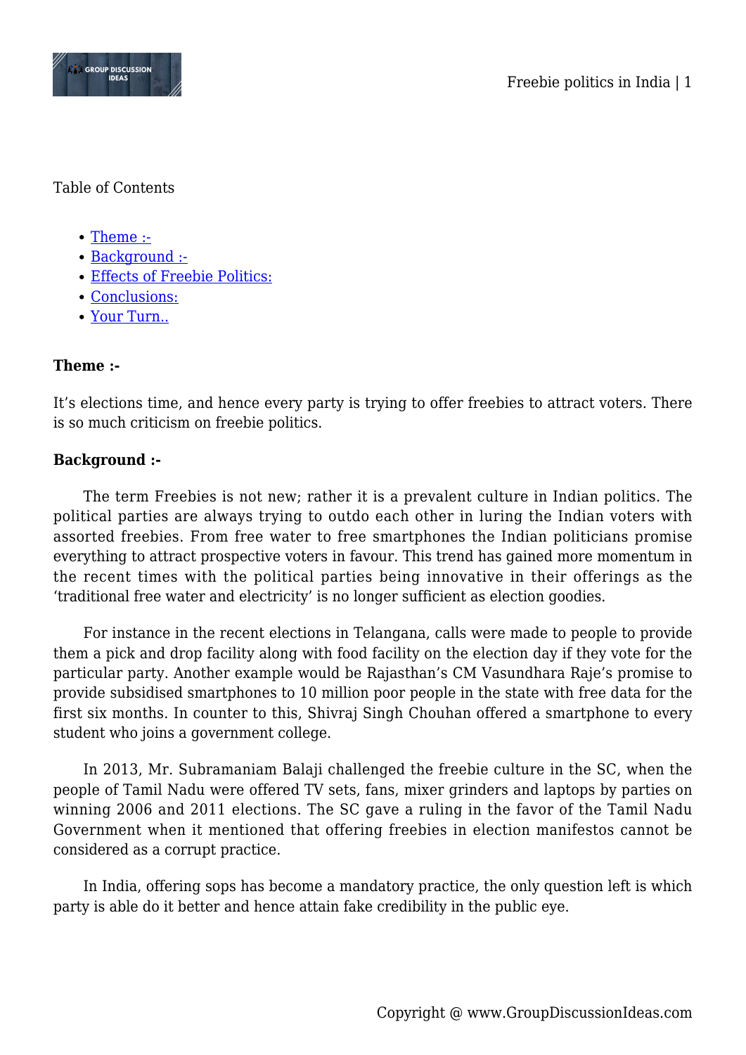Table of Contents

- Theme :-
- Background :-
- Effects of Freebie Politics:
- Conclusions:
- Your Turn..

**Theme :-**

It's elections time, and hence every party is trying to offer freebies to attract voters. There is so much criticism on freebie politics.

**Background :-**

The term Freebies is not new; rather it is a prevalent culture in Indian politics. The political parties are always trying to outdo each other in luring the Indian voters with assorted freebies. From free water to free smartphones the Indian politicians promise everything to attract prospective voters in favour. This trend has gained more momentum in the recent times with the political parties being innovative in their offerings as the 'traditional free water and electricity' is no longer sufficient as election goodies.

For instance in the recent elections in Telangana, calls were made to people to provide them a pick and drop facility along with food facility on the election day if they vote for the particular party. Another example would be Rajasthan's CM Vasundhara Raje's promise to provide subsidised smartphones to 10 million poor people in the state with free data for the first six months. In counter to this, Shivraj Singh Chouhan offered a smartphone to every student who joins a government college.

In 2013, Mr. Subramaniam Balaji challenged the freebie culture in the SC, when the people of Tamil Nadu were offered TV sets, fans, mixer grinders and laptops by parties on winning 2006 and 2011 elections. The SC gave a ruling in the favor of the Tamil Nadu Government when it mentioned that offering freebies in election manifestos cannot be considered as a corrupt practice.

In India, offering sops has become a mandatory practice, the only question left is which party is able do it better and hence attain fake credibility in the public eye.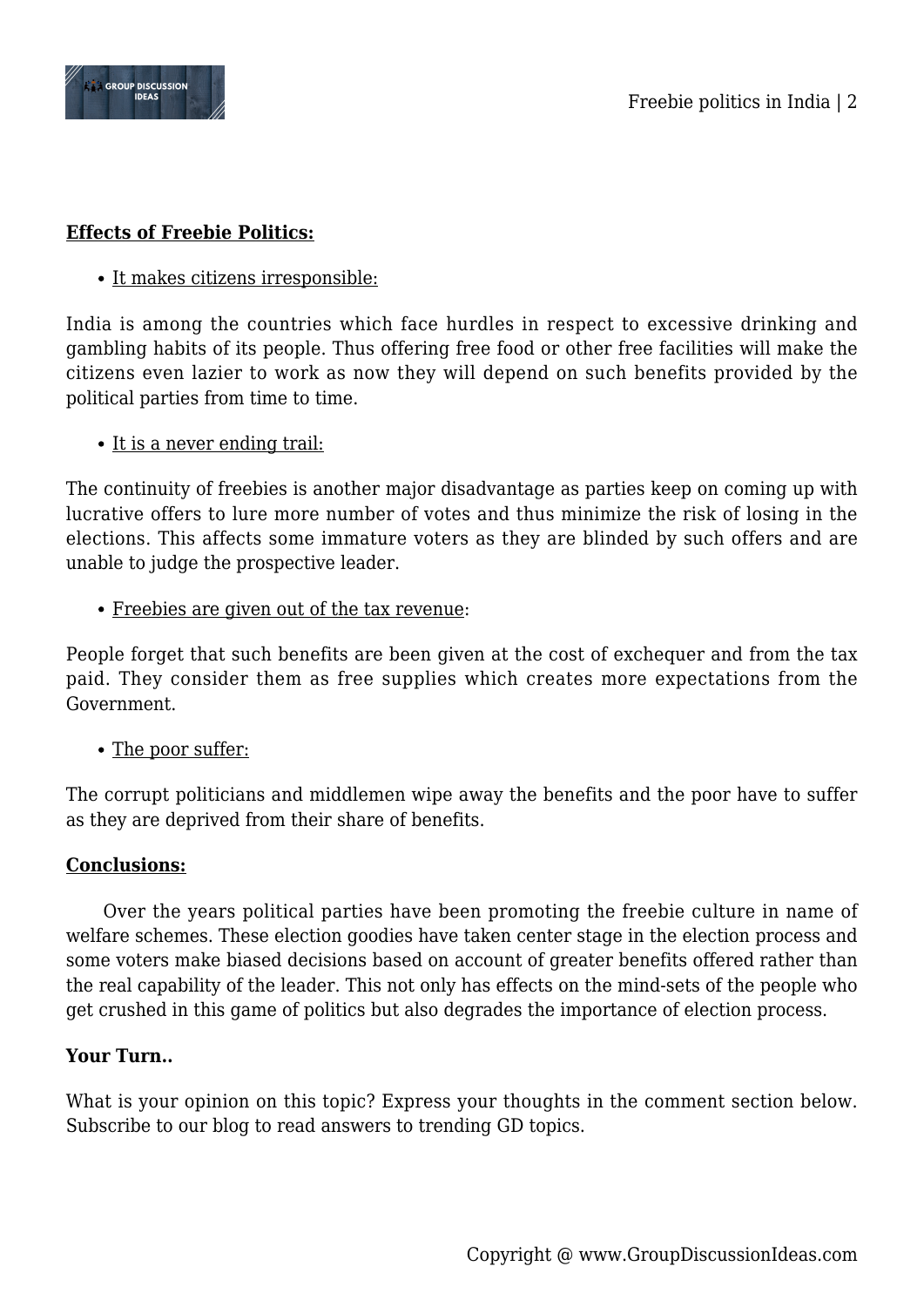## Effects of Freebie Politics:

- It makes citizens irresponsible:

India is among the countries which face hurdles in respect to excessive drinking and gambling habits of its people. Thus offering free food or other free facilities will make the citizens even lazier to work as now they will depend on such benefits provided by the political parties from time to time.

- It is a never ending trail:

The continuity of freebies is another major disadvantage as parties keep on coming up with lucrative offers to lure more number of votes and thus minimize the risk of losing in the elections. This affects some immature voters as they are blinded by such offers and are unable to judge the prospective leader.

- Freebies are given out of the tax revenue:

People forget that such benefits are been given at the cost of exchequer and from the tax paid. They consider them as free supplies which creates more expectations from the Government.

- The poor suffer:

The corrupt politicians and middlemen wipe away the benefits and the poor have to suffer as they are deprived from their share of benefits.

## Conclusions:

Over the years political parties have been promoting the freebie culture in name of welfare schemes. These election goodies have taken center stage in the election process and some voters make biased decisions based on account of greater benefits offered rather than the real capability of the leader. This not only has effects on the mind-sets of the people who get crushed in this game of politics but also degrades the importance of election process.

**Your Turn..**

What is your opinion on this topic? Express your thoughts in the comment section below. Subscribe to our blog to read answers to trending GD topics.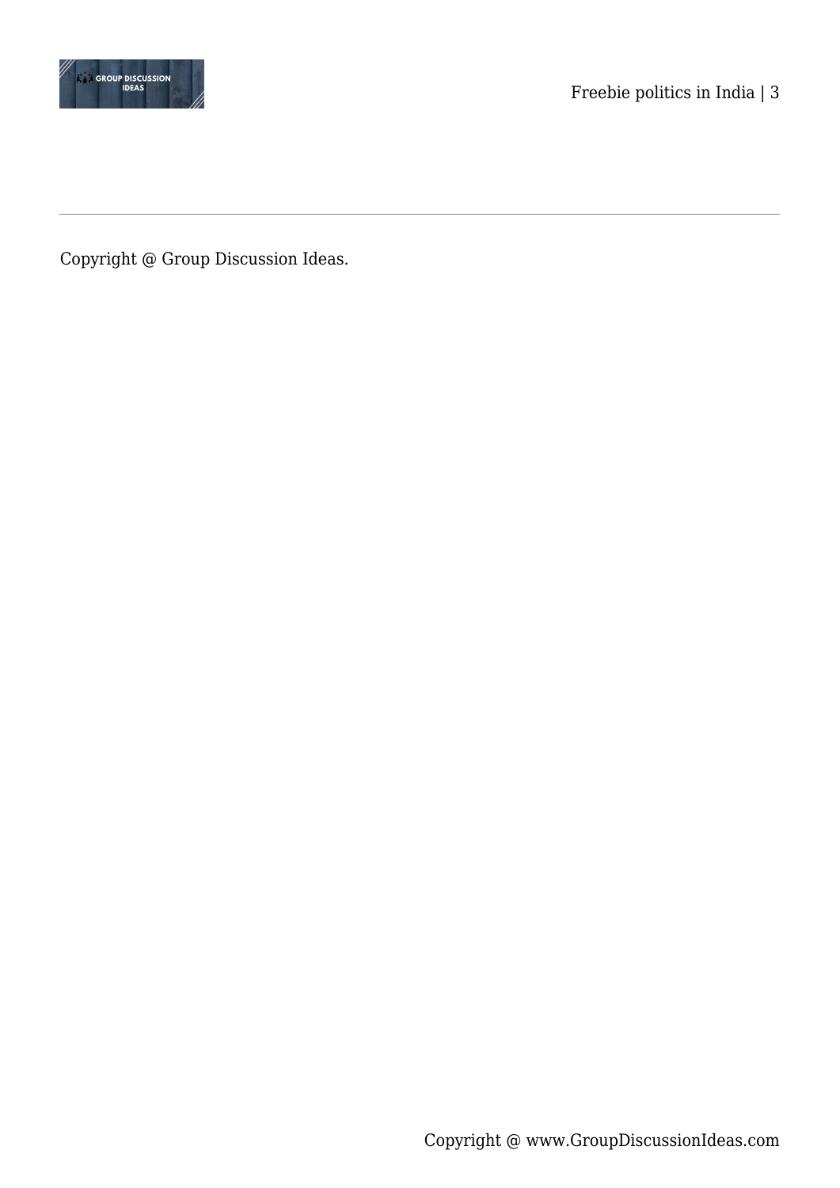---

Copyright @ Group Discussion Ideas.